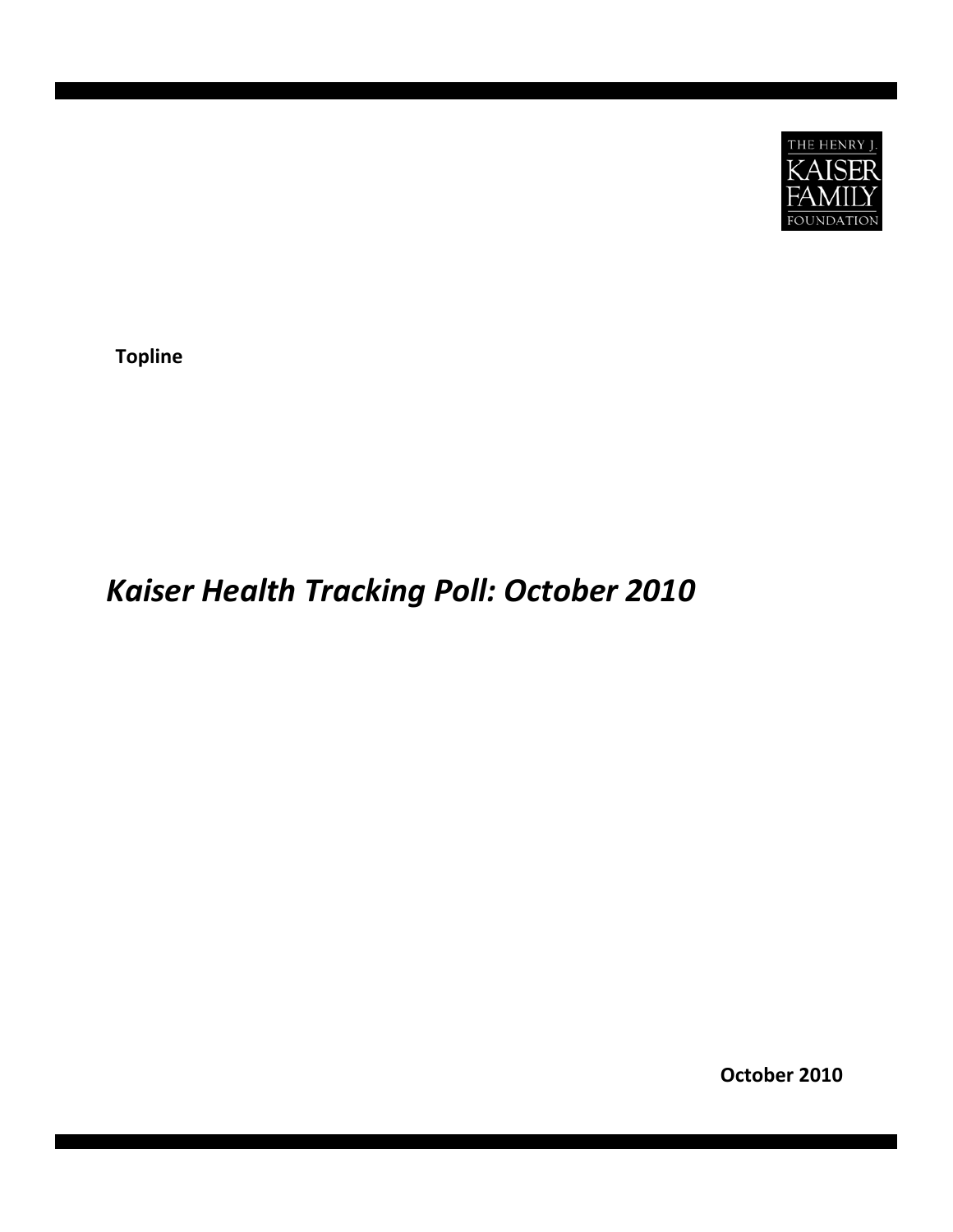THE HENRY J. KAISER FAMILY FOUNDATION

**Topline**

# *Kaiser Health Tracking Poll: October 2010*

**October 2010**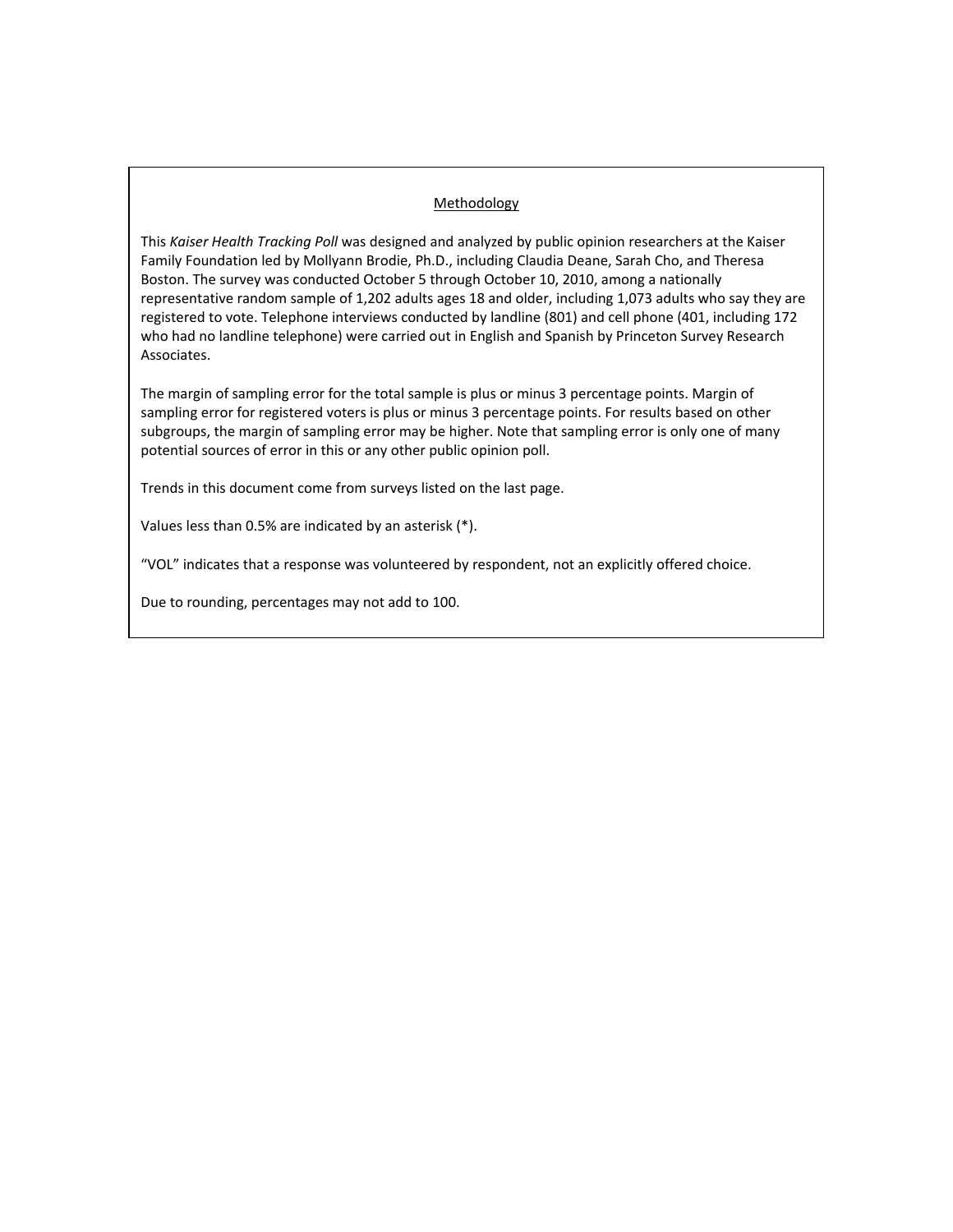## Methodology

This *Kaiser Health Tracking Poll* was designed and analyzed by public opinion researchers at the Kaiser Family Foundation led by Mollyann Brodie, Ph.D., including Claudia Deane, Sarah Cho, and Theresa Boston. The survey was conducted October 5 through October 10, 2010, among a nationally representative random sample of 1,202 adults ages 18 and older, including 1,073 adults who say they are registered to vote. Telephone interviews conducted by landline (801) and cell phone (401, including 172 who had no landline telephone) were carried out in English and Spanish by Princeton Survey Research Associates.

The margin of sampling error for the total sample is plus or minus 3 percentage points. Margin of sampling error for registered voters is plus or minus 3 percentage points. For results based on other subgroups, the margin of sampling error may be higher. Note that sampling error is only one of many potential sources of error in this or any other public opinion poll.

Trends in this document come from surveys listed on the last page.

Values less than 0.5% are indicated by an asterisk (*).

"VOL" indicates that a response was volunteered by respondent, not an explicitly offered choice.

Due to rounding, percentages may not add to 100.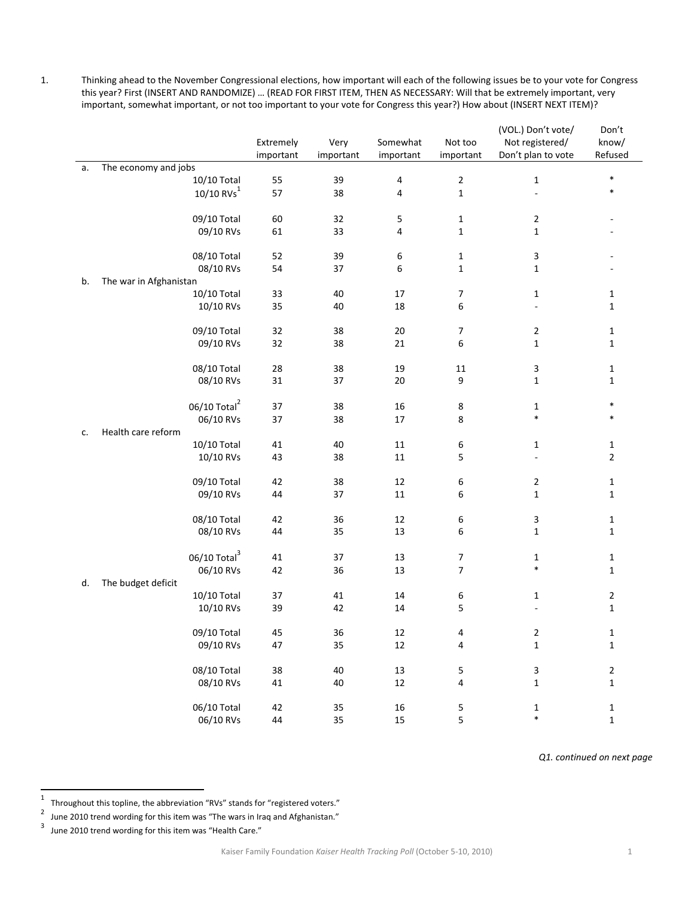1. Thinking ahead to the November Congressional elections, how important will each of the following issues be to your vote for Congress this year? First (INSERT AND RANDOMIZE) … (READ FOR FIRST ITEM, THEN AS NECESSARY: Will that be extremely important, very important, somewhat important, or not too important to your vote for Congress this year?) How about (INSERT NEXT ITEM)?

| | | Extremely important | Very important | Somewhat important | Not too important | (VOL.) Don't vote/ Not registered/ Don't plan to vote | Don't know/ Refused |
|---|---|---|---|---|---|---|---|
| a. The economy and jobs | | | | | | | |
| | 10/10 Total | 55 | 39 | 4 | 2 | 1 | * |
| | 10/10 RVs[1] | 57 | 38 | 4 | 1 | - | * |
| | 09/10 Total | 60 | 32 | 5 | 1 | 2 | - |
| | 09/10 RVs | 61 | 33 | 4 | 1 | 1 | - |
| | 08/10 Total | 52 | 39 | 6 | 1 | 3 | - |
| | 08/10 RVs | 54 | 37 | 6 | 1 | 1 | - |
| b. The war in Afghanistan | | | | | | | |
| | 10/10 Total | 33 | 40 | 17 | 7 | 1 | 1 |
| | 10/10 RVs | 35 | 40 | 18 | 6 | - | 1 |
| | 09/10 Total | 32 | 38 | 20 | 7 | 2 | 1 |
| | 09/10 RVs | 32 | 38 | 21 | 6 | 1 | 1 |
| | 08/10 Total | 28 | 38 | 19 | 11 | 3 | 1 |
| | 08/10 RVs | 31 | 37 | 20 | 9 | 1 | 1 |
| | 06/10 Total[2] | 37 | 38 | 16 | 8 | 1 | * |
| | 06/10 RVs | 37 | 38 | 17 | 8 | * | * |
| c. Health care reform | | | | | | | |
| | 10/10 Total | 41 | 40 | 11 | 6 | 1 | 1 |
| | 10/10 RVs | 43 | 38 | 11 | 5 | - | 2 |
| | 09/10 Total | 42 | 38 | 12 | 6 | 2 | 1 |
| | 09/10 RVs | 44 | 37 | 11 | 6 | 1 | 1 |
| | 08/10 Total | 42 | 36 | 12 | 6 | 3 | 1 |
| | 08/10 RVs | 44 | 35 | 13 | 6 | 1 | 1 |
| | 06/10 Total[3] | 41 | 37 | 13 | 7 | 1 | 1 |
| | 06/10 RVs | 42 | 36 | 13 | 7 | * | 1 |
| d. The budget deficit | | | | | | | |
| | 10/10 Total | 37 | 41 | 14 | 6 | 1 | 2 |
| | 10/10 RVs | 39 | 42 | 14 | 5 | - | 1 |
| | 09/10 Total | 45 | 36 | 12 | 4 | 2 | 1 |
| | 09/10 RVs | 47 | 35 | 12 | 4 | 1 | 1 |
| | 08/10 Total | 38 | 40 | 13 | 5 | 3 | 2 |
| | 08/10 RVs | 41 | 40 | 12 | 4 | 1 | 1 |
| | 06/10 Total | 42 | 35 | 16 | 5 | 1 | 1 |
| | 06/10 RVs | 44 | 35 | 15 | 5 | * | 1 |

*Q1. continued on next page*

[1] Throughout this topline, the abbreviation "RVs" stands for "registered voters."

[2] June 2010 trend wording for this item was "The wars in Iraq and Afghanistan."

[3] June 2010 trend wording for this item was "Health Care."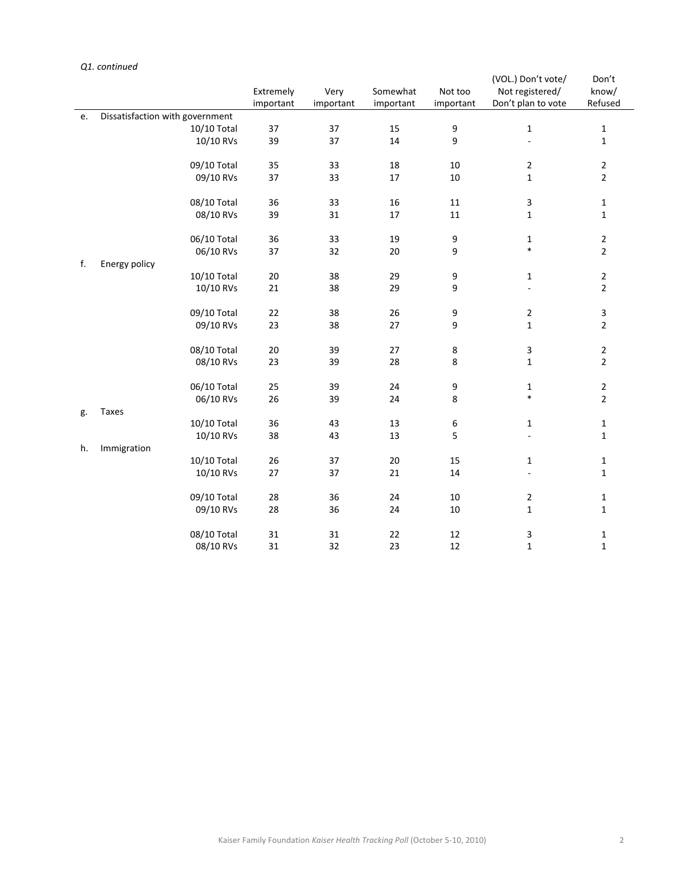*Q1. continued*

| | | Extremely important | Very important | Somewhat important | Not too important | (VOL.) Don't vote/ Not registered/ Don't plan to vote | Don't know/ Refused |
|---|---|---|---|---|---|---|---|
| e. | Dissatisfaction with government | | | | | | |
| | 10/10 Total | 37 | 37 | 15 | 9 | 1 | 1 |
| | 10/10 RVs | 39 | 37 | 14 | 9 | - | 1 |
| | 09/10 Total | 35 | 33 | 18 | 10 | 2 | 2 |
| | 09/10 RVs | 37 | 33 | 17 | 10 | 1 | 2 |
| | 08/10 Total | 36 | 33 | 16 | 11 | 3 | 1 |
| | 08/10 RVs | 39 | 31 | 17 | 11 | 1 | 1 |
| | 06/10 Total | 36 | 33 | 19 | 9 | 1 | 2 |
| | 06/10 RVs | 37 | 32 | 20 | 9 | * | 2 |
| f. | Energy policy | | | | | | |
| | 10/10 Total | 20 | 38 | 29 | 9 | 1 | 2 |
| | 10/10 RVs | 21 | 38 | 29 | 9 | - | 2 |
| | 09/10 Total | 22 | 38 | 26 | 9 | 2 | 3 |
| | 09/10 RVs | 23 | 38 | 27 | 9 | 1 | 2 |
| | 08/10 Total | 20 | 39 | 27 | 8 | 3 | 2 |
| | 08/10 RVs | 23 | 39 | 28 | 8 | 1 | 2 |
| | 06/10 Total | 25 | 39 | 24 | 9 | 1 | 2 |
| | 06/10 RVs | 26 | 39 | 24 | 8 | * | 2 |
| g. | Taxes | | | | | | |
| | 10/10 Total | 36 | 43 | 13 | 6 | 1 | 1 |
| | 10/10 RVs | 38 | 43 | 13 | 5 | - | 1 |
| h. | Immigration | | | | | | |
| | 10/10 Total | 26 | 37 | 20 | 15 | 1 | 1 |
| | 10/10 RVs | 27 | 37 | 21 | 14 | - | 1 |
| | 09/10 Total | 28 | 36 | 24 | 10 | 2 | 1 |
| | 09/10 RVs | 28 | 36 | 24 | 10 | 1 | 1 |
| | 08/10 Total | 31 | 31 | 22 | 12 | 3 | 1 |
| | 08/10 RVs | 31 | 32 | 23 | 12 | 1 | 1 |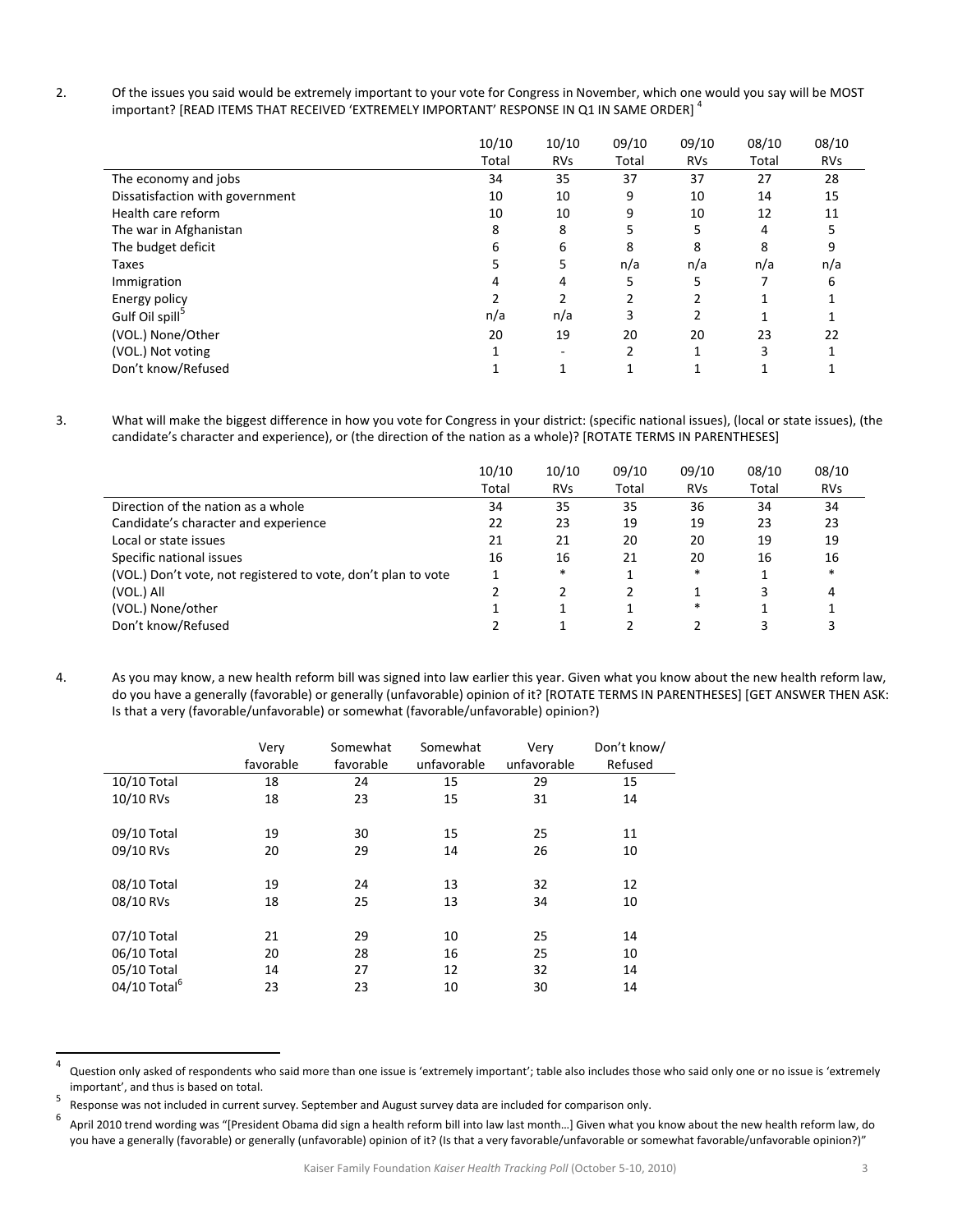2. Of the issues you said would be extremely important to your vote for Congress in November, which one would you say will be MOST important? [READ ITEMS THAT RECEIVED 'EXTREMELY IMPORTANT' RESPONSE IN Q1 IN SAME ORDER] [4]

| | 10/10 Total | 10/10 RVs | 09/10 Total | 09/10 RVs | 08/10 Total | 08/10 RVs |
|---|---|---|---|---|---|---|
| The economy and jobs | 34 | 35 | 37 | 37 | 27 | 28 |
| Dissatisfaction with government | 10 | 10 | 9 | 10 | 14 | 15 |
| Health care reform | 10 | 10 | 9 | 10 | 12 | 11 |
| The war in Afghanistan | 8 | 8 | 5 | 5 | 4 | 5 |
| The budget deficit | 6 | 6 | 8 | 8 | 8 | 9 |
| Taxes | 5 | 5 | n/a | n/a | n/a | n/a |
| Immigration | 4 | 4 | 5 | 5 | 7 | 6 |
| Energy policy | 2 | 2 | 2 | 2 | 1 | 1 |
| Gulf Oil spill[5] | n/a | n/a | 3 | 2 | 1 | 1 |
| (VOL.) None/Other | 20 | 19 | 20 | 20 | 23 | 22 |
| (VOL.) Not voting | 1 | - | 2 | 1 | 3 | 1 |
| Don't know/Refused | 1 | 1 | 1 | 1 | 1 | 1 |

3. What will make the biggest difference in how you vote for Congress in your district: (specific national issues), (local or state issues), (the candidate's character and experience), or (the direction of the nation as a whole)? [ROTATE TERMS IN PARENTHESES]

| | 10/10 Total | 10/10 RVs | 09/10 Total | 09/10 RVs | 08/10 Total | 08/10 RVs |
|---|---|---|---|---|---|---|
| Direction of the nation as a whole | 34 | 35 | 35 | 36 | 34 | 34 |
| Candidate's character and experience | 22 | 23 | 19 | 19 | 23 | 23 |
| Local or state issues | 21 | 21 | 20 | 20 | 19 | 19 |
| Specific national issues | 16 | 16 | 21 | 20 | 16 | 16 |
| (VOL.) Don't vote, not registered to vote, don't plan to vote | 1 | * | 1 | * | 1 | * |
| (VOL.) All | 2 | 2 | 2 | 1 | 3 | 4 |
| (VOL.) None/other | 1 | 1 | 1 | * | 1 | 1 |
| Don't know/Refused | 2 | 1 | 2 | 2 | 3 | 3 |

4. As you may know, a new health reform bill was signed into law earlier this year. Given what you know about the new health reform law, do you have a generally (favorable) or generally (unfavorable) opinion of it? [ROTATE TERMS IN PARENTHESES] [GET ANSWER THEN ASK: Is that a very (favorable/unfavorable) or somewhat (favorable/unfavorable) opinion?)

| | Very favorable | Somewhat favorable | Somewhat unfavorable | Very unfavorable | Don't know/ Refused |
|---|---|---|---|---|---|
| 10/10 Total | 18 | 24 | 15 | 29 | 15 |
| 10/10 RVs | 18 | 23 | 15 | 31 | 14 |
| | | | | | |
| 09/10 Total | 19 | 30 | 15 | 25 | 11 |
| 09/10 RVs | 20 | 29 | 14 | 26 | 10 |
| | | | | | |
| 08/10 Total | 19 | 24 | 13 | 32 | 12 |
| 08/10 RVs | 18 | 25 | 13 | 34 | 10 |
| | | | | | |
| 07/10 Total | 21 | 29 | 10 | 25 | 14 |
| 06/10 Total | 20 | 28 | 16 | 25 | 10 |
| 05/10 Total | 14 | 27 | 12 | 32 | 14 |
| 04/10 Total[6] | 23 | 23 | 10 | 30 | 14 |

[4] Question only asked of respondents who said more than one issue is 'extremely important'; table also includes those who said only one or no issue is 'extremely important', and thus is based on total.

[5] Response was not included in current survey. September and August survey data are included for comparison only.

[6] April 2010 trend wording was "[President Obama did sign a health reform bill into law last month…] Given what you know about the new health reform law, do you have a generally (favorable) or generally (unfavorable) opinion of it? (Is that a very favorable/unfavorable or somewhat favorable/unfavorable opinion?)"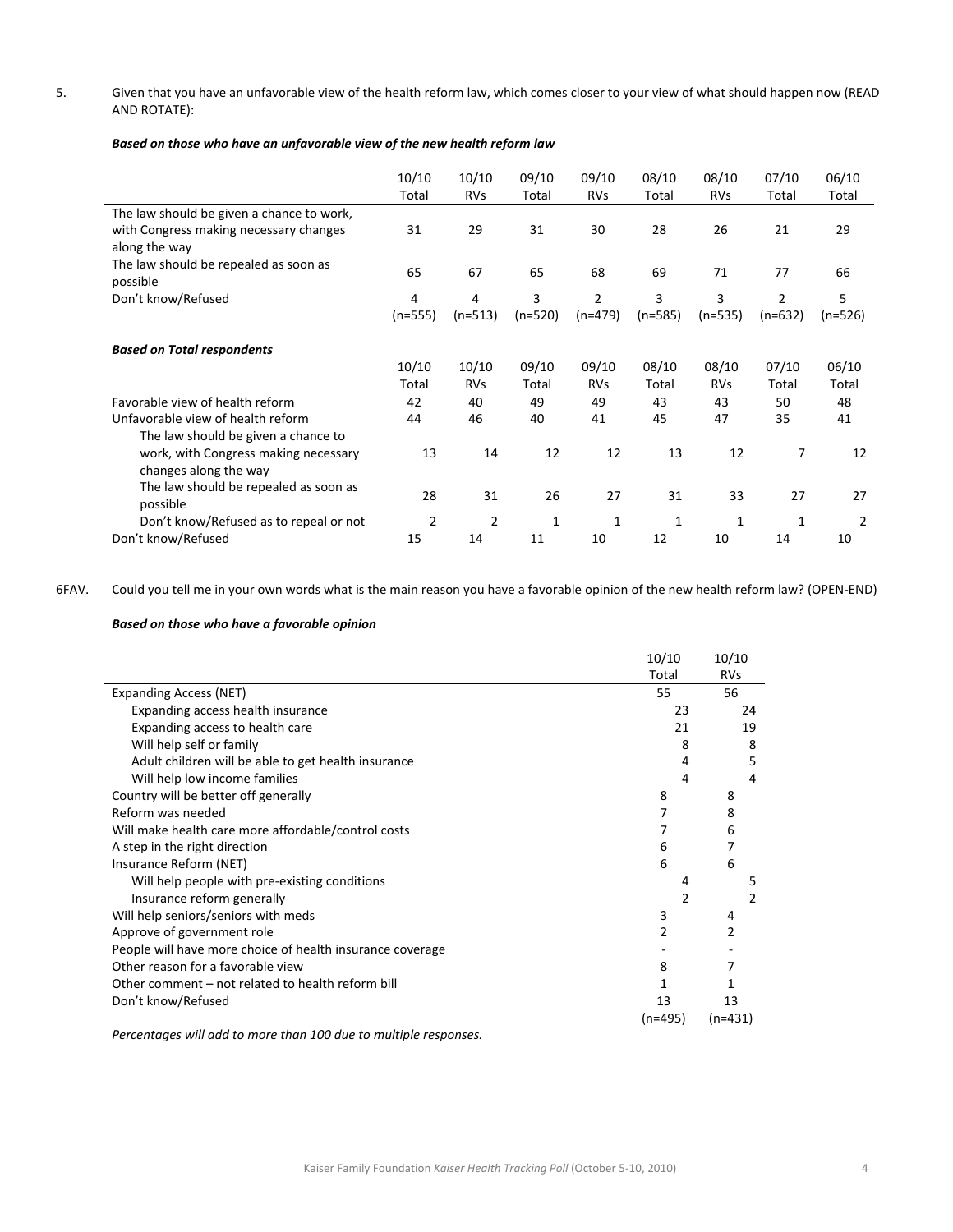5. Given that you have an unfavorable view of the health reform law, which comes closer to your view of what should happen now (READ AND ROTATE):

***Based on those who have an unfavorable view of the new health reform law***

| | 10/10 Total | 10/10 RVs | 09/10 Total | 09/10 RVs | 08/10 Total | 08/10 RVs | 07/10 Total | 06/10 Total |
|---|---|---|---|---|---|---|---|---|
| The law should be given a chance to work, with Congress making necessary changes along the way | 31 | 29 | 31 | 30 | 28 | 26 | 21 | 29 |
| The law should be repealed as soon as possible | 65 | 67 | 65 | 68 | 69 | 71 | 77 | 66 |
| Don't know/Refused | 4 | 4 | 3 | 2 | 3 | 3 | 2 | 5 |
| | (n=555) | (n=513) | (n=520) | (n=479) | (n=585) | (n=535) | (n=632) | (n=526) |

***Based on Total respondents***

| | 10/10 Total | 10/10 RVs | 09/10 Total | 09/10 RVs | 08/10 Total | 08/10 RVs | 07/10 Total | 06/10 Total |
|---|---|---|---|---|---|---|---|---|
| Favorable view of health reform | 42 | 40 | 49 | 49 | 43 | 43 | 50 | 48 |
| Unfavorable view of health reform | 44 | 46 | 40 | 41 | 45 | 47 | 35 | 41 |
| The law should be given a chance to work, with Congress making necessary changes along the way | 13 | 14 | 12 | 12 | 13 | 12 | 7 | 12 |
| The law should be repealed as soon as possible | 28 | 31 | 26 | 27 | 31 | 33 | 27 | 27 |
| Don't know/Refused as to repeal or not | 2 | 2 | 1 | 1 | 1 | 1 | 1 | 2 |
| Don't know/Refused | 15 | 14 | 11 | 10 | 12 | 10 | 14 | 10 |

6FAV. Could you tell me in your own words what is the main reason you have a favorable opinion of the new health reform law? (OPEN-END)

***Based on those who have a favorable opinion***

| | 10/10 Total | 10/10 RVs |
|---|---|---|
| Expanding Access (NET) | 55 | 56 |
| Expanding access health insurance | 23 | 24 |
| Expanding access to health care | 21 | 19 |
| Will help self or family | 8 | 8 |
| Adult children will be able to get health insurance | 4 | 5 |
| Will help low income families | 4 | 4 |
| Country will be better off generally | 8 | 8 |
| Reform was needed | 7 | 8 |
| Will make health care more affordable/control costs | 7 | 6 |
| A step in the right direction | 6 | 7 |
| Insurance Reform (NET) | 6 | 6 |
| Will help people with pre-existing conditions | 4 | 5 |
| Insurance reform generally | 2 | 2 |
| Will help seniors/seniors with meds | 3 | 4 |
| Approve of government role | 2 | 2 |
| People will have more choice of health insurance coverage | - | - |
| Other reason for a favorable view | 8 | 7 |
| Other comment – not related to health reform bill | 1 | 1 |
| Don't know/Refused | 13 | 13 |
| | (n=495) | (n=431) |

*Percentages will add to more than 100 due to multiple responses.*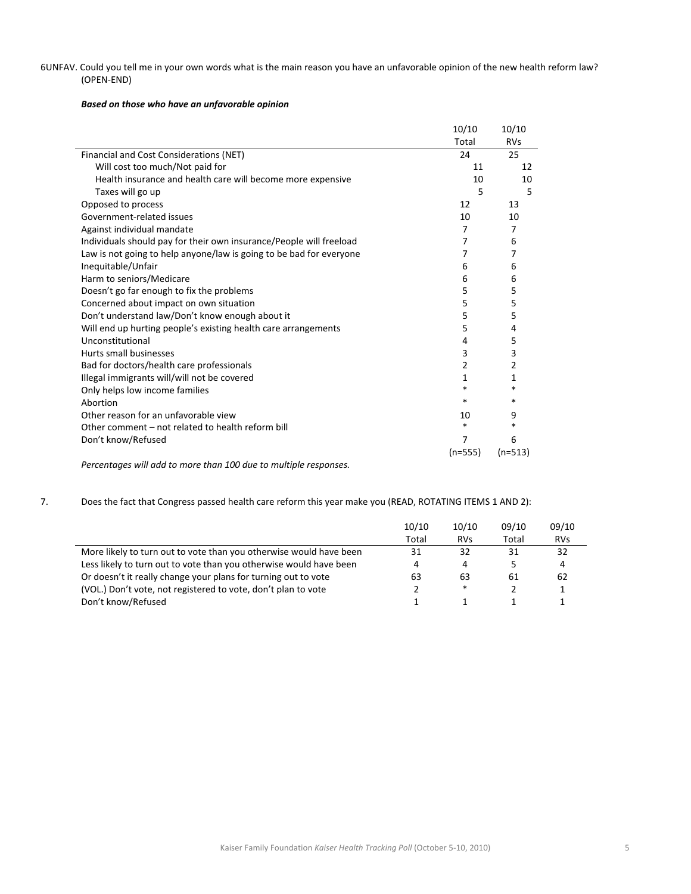6UNFAV. Could you tell me in your own words what is the main reason you have an unfavorable opinion of the new health reform law? (OPEN-END)

***Based on those who have an unfavorable opinion***

| | 10/10 Total | 10/10 RVs |
|---|---|---|
| Financial and Cost Considerations (NET) | 24 | 25 |
| Will cost too much/Not paid for | 11 | 12 |
| Health insurance and health care will become more expensive | 10 | 10 |
| Taxes will go up | 5 | 5 |
| Opposed to process | 12 | 13 |
| Government-related issues | 10 | 10 |
| Against individual mandate | 7 | 7 |
| Individuals should pay for their own insurance/People will freeload | 7 | 6 |
| Law is not going to help anyone/law is going to be bad for everyone | 7 | 7 |
| Inequitable/Unfair | 6 | 6 |
| Harm to seniors/Medicare | 6 | 6 |
| Doesn't go far enough to fix the problems | 5 | 5 |
| Concerned about impact on own situation | 5 | 5 |
| Don't understand law/Don't know enough about it | 5 | 5 |
| Will end up hurting people's existing health care arrangements | 5 | 4 |
| Unconstitutional | 4 | 5 |
| Hurts small businesses | 3 | 3 |
| Bad for doctors/health care professionals | 2 | 2 |
| Illegal immigrants will/will not be covered | 1 | 1 |
| Only helps low income families | * | * |
| Abortion | * | * |
| Other reason for an unfavorable view | 10 | 9 |
| Other comment – not related to health reform bill | * | * |
| Don't know/Refused | 7 | 6 |
| | (n=555) | (n=513) |

*Percentages will add to more than 100 due to multiple responses.*

7. Does the fact that Congress passed health care reform this year make you (READ, ROTATING ITEMS 1 AND 2):

| | 10/10 Total | 10/10 RVs | 09/10 Total | 09/10 RVs |
|---|---|---|---|---|
| More likely to turn out to vote than you otherwise would have been | 31 | 32 | 31 | 32 |
| Less likely to turn out to vote than you otherwise would have been | 4 | 4 | 5 | 4 |
| Or doesn't it really change your plans for turning out to vote | 63 | 63 | 61 | 62 |
| (VOL.) Don't vote, not registered to vote, don't plan to vote | 2 | * | 2 | 1 |
| Don't know/Refused | 1 | 1 | 1 | 1 |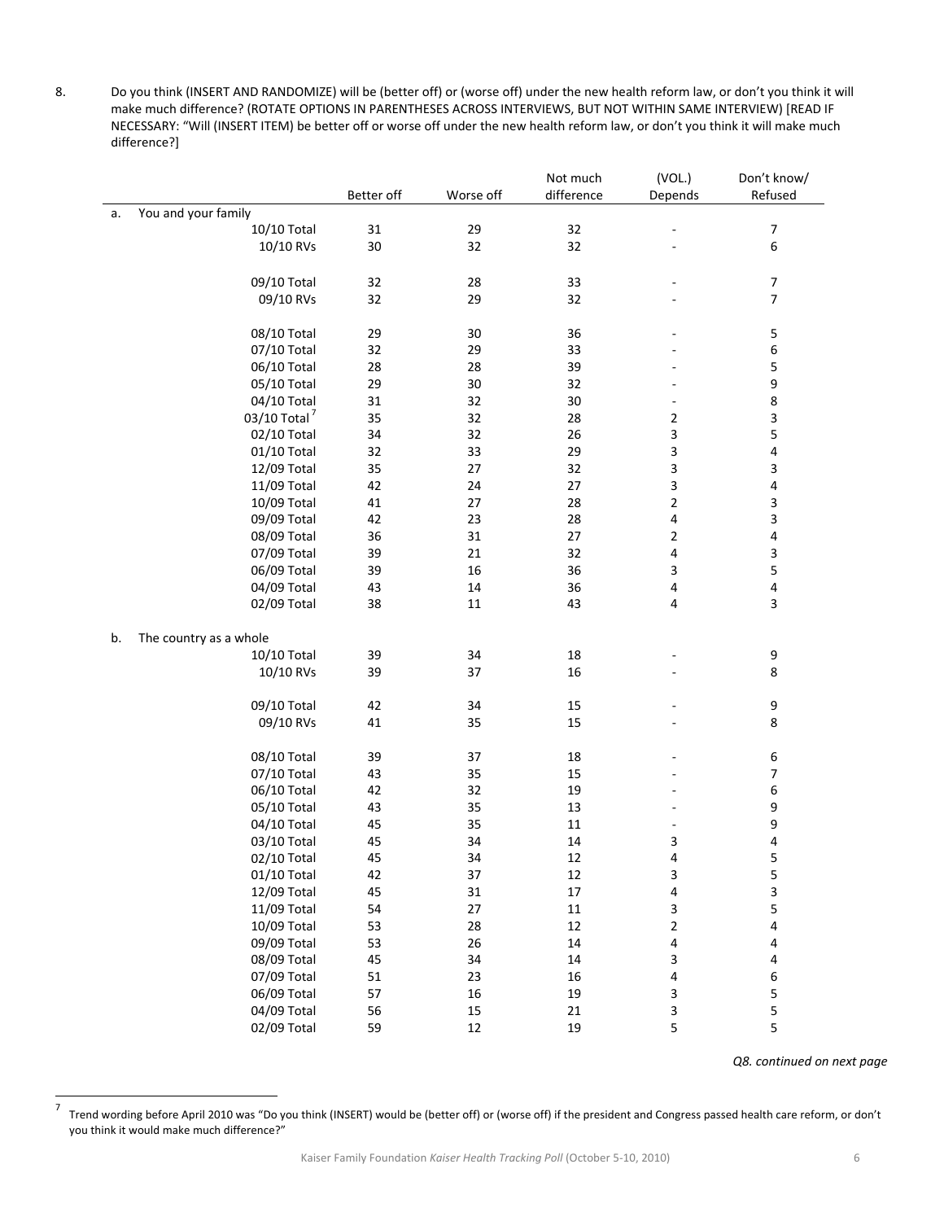8. Do you think (INSERT AND RANDOMIZE) will be (better off) or (worse off) under the new health reform law, or don't you think it will make much difference? (ROTATE OPTIONS IN PARENTHESES ACROSS INTERVIEWS, BUT NOT WITHIN SAME INTERVIEW) [READ IF NECESSARY: "Will (INSERT ITEM) be better off or worse off under the new health reform law, or don't you think it will make much difference?"]

| | Better off | Worse off | Not much difference | (VOL.) Depends | Don't know/ Refused |
|---|---|---|---|---|---|
| a. You and your family | | | | | |
| 10/10 Total | 31 | 29 | 32 | - | 7 |
| 10/10 RVs | 30 | 32 | 32 | - | 6 |
| | | | | | |
| 09/10 Total | 32 | 28 | 33 | - | 7 |
| 09/10 RVs | 32 | 29 | 32 | - | 7 |
| | | | | | |
| 08/10 Total | 29 | 30 | 36 | - | 5 |
| 07/10 Total | 32 | 29 | 33 | - | 6 |
| 06/10 Total | 28 | 28 | 39 | - | 5 |
| 05/10 Total | 29 | 30 | 32 | - | 9 |
| 04/10 Total | 31 | 32 | 30 | - | 8 |
| 03/10 Total[7] | 35 | 32 | 28 | 2 | 3 |
| 02/10 Total | 34 | 32 | 26 | 3 | 5 |
| 01/10 Total | 32 | 33 | 29 | 3 | 4 |
| 12/09 Total | 35 | 27 | 32 | 3 | 3 |
| 11/09 Total | 42 | 24 | 27 | 3 | 4 |
| 10/09 Total | 41 | 27 | 28 | 2 | 3 |
| 09/09 Total | 42 | 23 | 28 | 4 | 3 |
| 08/09 Total | 36 | 31 | 27 | 2 | 4 |
| 07/09 Total | 39 | 21 | 32 | 4 | 3 |
| 06/09 Total | 39 | 16 | 36 | 3 | 5 |
| 04/09 Total | 43 | 14 | 36 | 4 | 4 |
| 02/09 Total | 38 | 11 | 43 | 4 | 3 |
| | | | | | |
| b. The country as a whole | | | | | |
| 10/10 Total | 39 | 34 | 18 | - | 9 |
| 10/10 RVs | 39 | 37 | 16 | - | 8 |
| | | | | | |
| 09/10 Total | 42 | 34 | 15 | - | 9 |
| 09/10 RVs | 41 | 35 | 15 | - | 8 |
| | | | | | |
| 08/10 Total | 39 | 37 | 18 | - | 6 |
| 07/10 Total | 43 | 35 | 15 | - | 7 |
| 06/10 Total | 42 | 32 | 19 | - | 6 |
| 05/10 Total | 43 | 35 | 13 | - | 9 |
| 04/10 Total | 45 | 35 | 11 | - | 9 |
| 03/10 Total | 45 | 34 | 14 | 3 | 4 |
| 02/10 Total | 45 | 34 | 12 | 4 | 5 |
| 01/10 Total | 42 | 37 | 12 | 3 | 5 |
| 12/09 Total | 45 | 31 | 17 | 4 | 3 |
| 11/09 Total | 54 | 27 | 11 | 3 | 5 |
| 10/09 Total | 53 | 28 | 12 | 2 | 4 |
| 09/09 Total | 53 | 26 | 14 | 4 | 4 |
| 08/09 Total | 45 | 34 | 14 | 3 | 4 |
| 07/09 Total | 51 | 23 | 16 | 4 | 6 |
| 06/09 Total | 57 | 16 | 19 | 3 | 5 |
| 04/09 Total | 56 | 15 | 21 | 3 | 5 |
| 02/09 Total | 59 | 12 | 19 | 5 | 5 |

*Q8. continued on next page*

[7] Trend wording before April 2010 was "Do you think (INSERT) would be (better off) or (worse off) if the president and Congress passed health care reform, or don't you think it would make much difference?"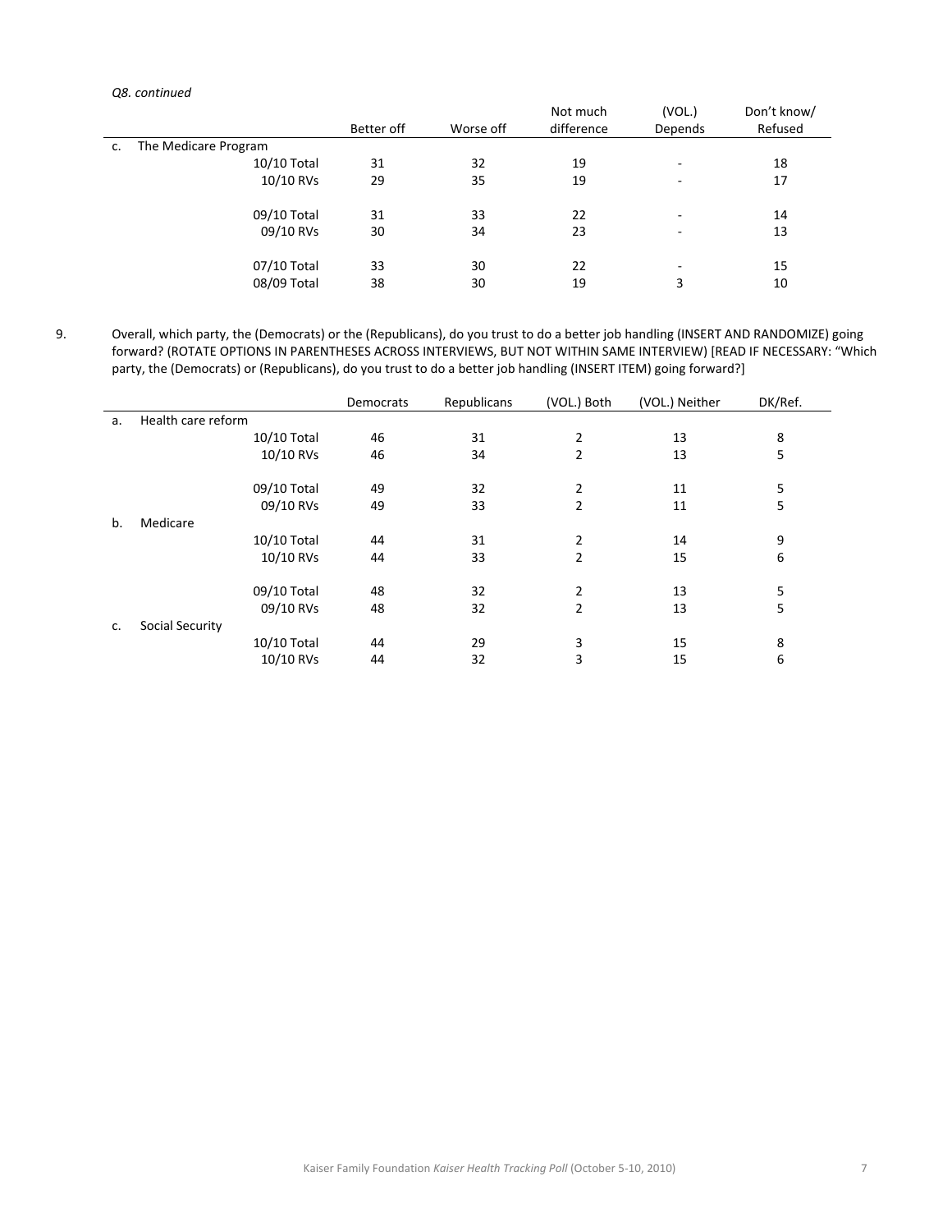*Q8. continued*

| | Better off | Worse off | Not much difference | (VOL.) Depends | Don't know/ Refused |
|---|---|---|---|---|---|
| c. The Medicare Program | | | | | |
| 10/10 Total | 31 | 32 | 19 | - | 18 |
| 10/10 RVs | 29 | 35 | 19 | - | 17 |
| 09/10 Total | 31 | 33 | 22 | - | 14 |
| 09/10 RVs | 30 | 34 | 23 | - | 13 |
| 07/10 Total | 33 | 30 | 22 | - | 15 |
| 08/09 Total | 38 | 30 | 19 | 3 | 10 |

9. Overall, which party, the (Democrats) or the (Republicans), do you trust to do a better job handling (INSERT AND RANDOMIZE) going forward? (ROTATE OPTIONS IN PARENTHESES ACROSS INTERVIEWS, BUT NOT WITHIN SAME INTERVIEW) [READ IF NECESSARY: "Which party, the (Democrats) or (Republicans), do you trust to do a better job handling (INSERT ITEM) going forward?]

| | Democrats | Republicans | (VOL.) Both | (VOL.) Neither | DK/Ref. |
|---|---|---|---|---|---|
| a. Health care reform | | | | | |
| 10/10 Total | 46 | 31 | 2 | 13 | 8 |
| 10/10 RVs | 46 | 34 | 2 | 13 | 5 |
| 09/10 Total | 49 | 32 | 2 | 11 | 5 |
| 09/10 RVs | 49 | 33 | 2 | 11 | 5 |
| b. Medicare | | | | | |
| 10/10 Total | 44 | 31 | 2 | 14 | 9 |
| 10/10 RVs | 44 | 33 | 2 | 15 | 6 |
| 09/10 Total | 48 | 32 | 2 | 13 | 5 |
| 09/10 RVs | 48 | 32 | 2 | 13 | 5 |
| c. Social Security | | | | | |
| 10/10 Total | 44 | 29 | 3 | 15 | 8 |
| 10/10 RVs | 44 | 32 | 3 | 15 | 6 |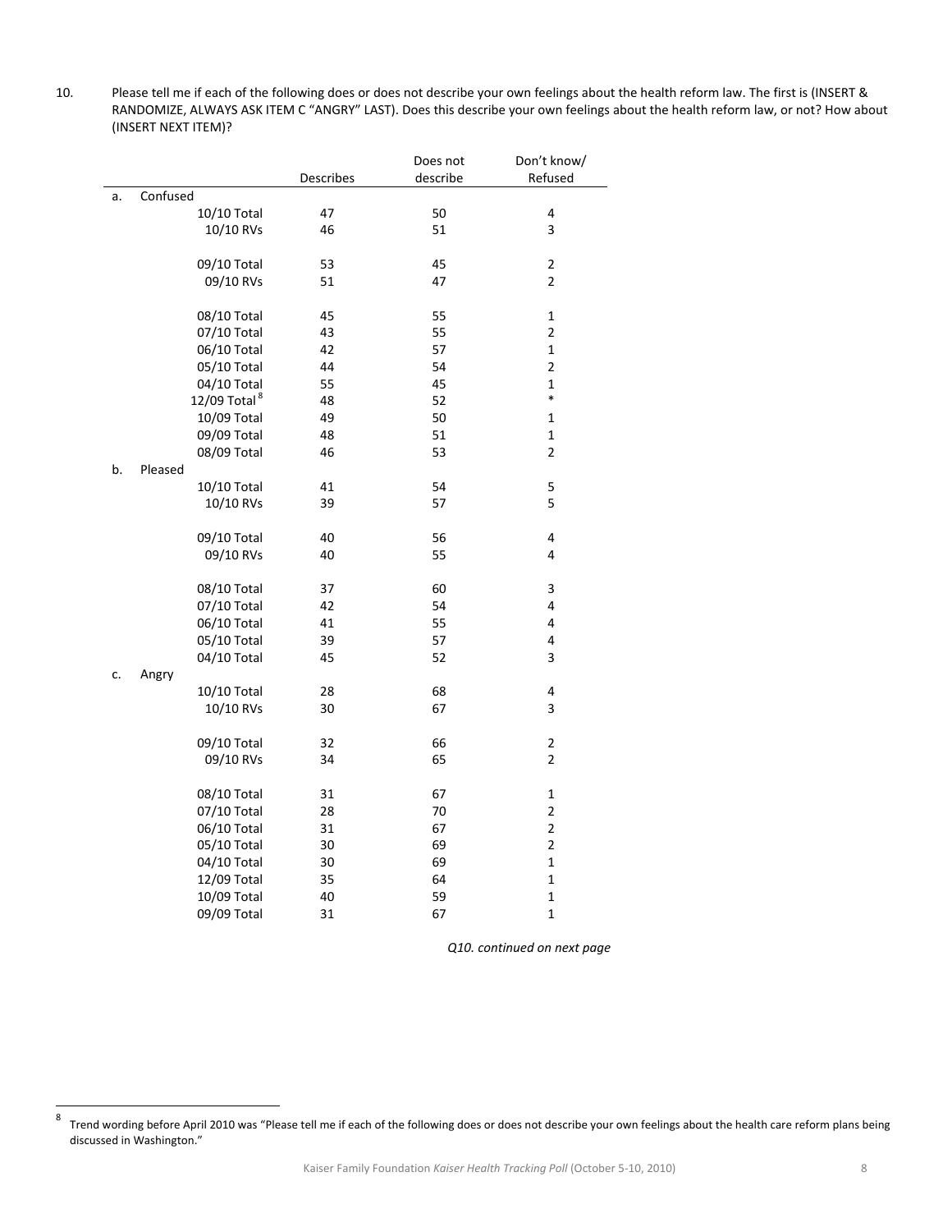10. Please tell me if each of the following does or does not describe your own feelings about the health reform law. The first is (INSERT & RANDOMIZE, ALWAYS ASK ITEM C "ANGRY" LAST). Does this describe your own feelings about the health reform law, or not? How about (INSERT NEXT ITEM)?

| | | Describes | Does not describe | Don't know/ Refused |
|---|---|---|---|---|
| a. | Confused | | | |
| | 10/10 Total | 47 | 50 | 4 |
| | 10/10 RVs | 46 | 51 | 3 |
| | 09/10 Total | 53 | 45 | 2 |
| | 09/10 RVs | 51 | 47 | 2 |
| | 08/10 Total | 45 | 55 | 1 |
| | 07/10 Total | 43 | 55 | 2 |
| | 06/10 Total | 42 | 57 | 1 |
| | 05/10 Total | 44 | 54 | 2 |
| | 04/10 Total | 55 | 45 | 1 |
| | 12/09 Total[8] | 48 | 52 | * |
| | 10/09 Total | 49 | 50 | 1 |
| | 09/09 Total | 48 | 51 | 1 |
| | 08/09 Total | 46 | 53 | 2 |
| b. | Pleased | | | |
| | 10/10 Total | 41 | 54 | 5 |
| | 10/10 RVs | 39 | 57 | 5 |
| | 09/10 Total | 40 | 56 | 4 |
| | 09/10 RVs | 40 | 55 | 4 |
| | 08/10 Total | 37 | 60 | 3 |
| | 07/10 Total | 42 | 54 | 4 |
| | 06/10 Total | 41 | 55 | 4 |
| | 05/10 Total | 39 | 57 | 4 |
| | 04/10 Total | 45 | 52 | 3 |
| c. | Angry | | | |
| | 10/10 Total | 28 | 68 | 4 |
| | 10/10 RVs | 30 | 67 | 3 |
| | 09/10 Total | 32 | 66 | 2 |
| | 09/10 RVs | 34 | 65 | 2 |
| | 08/10 Total | 31 | 67 | 1 |
| | 07/10 Total | 28 | 70 | 2 |
| | 06/10 Total | 31 | 67 | 2 |
| | 05/10 Total | 30 | 69 | 2 |
| | 04/10 Total | 30 | 69 | 1 |
| | 12/09 Total | 35 | 64 | 1 |
| | 10/09 Total | 40 | 59 | 1 |
| | 09/09 Total | 31 | 67 | 1 |

*Q10. continued on next page*

[8] Trend wording before April 2010 was "Please tell me if each of the following does or does not describe your own feelings about the health care reform plans being discussed in Washington."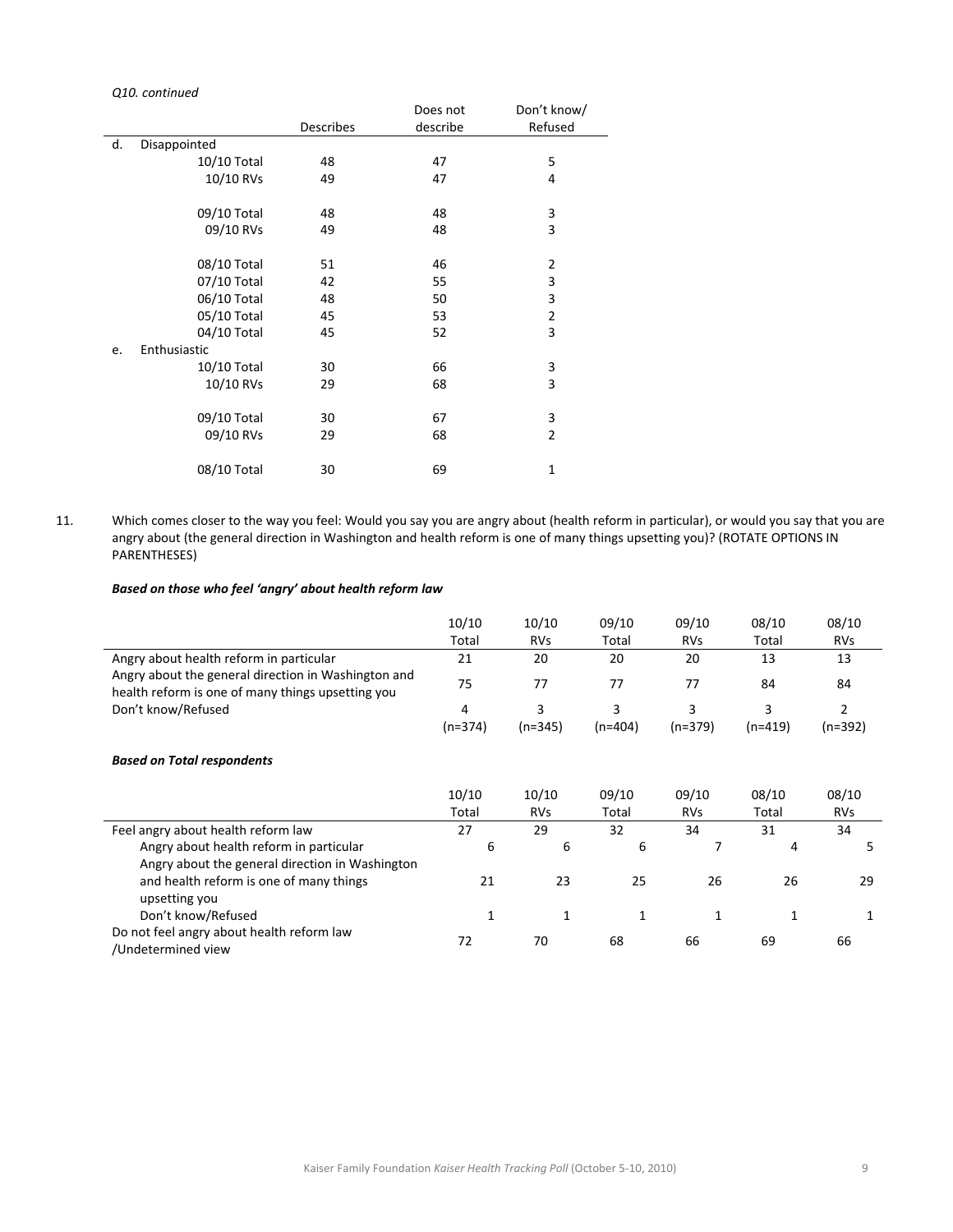*Q10. continued*

| | Describes | Does not describe | Don't know/ Refused |
|---|---|---|---|
| d. Disappointed | | | |
| 10/10 Total | 48 | 47 | 5 |
| 10/10 RVs | 49 | 47 | 4 |
| 09/10 Total | 48 | 48 | 3 |
| 09/10 RVs | 49 | 48 | 3 |
| 08/10 Total | 51 | 46 | 2 |
| 07/10 Total | 42 | 55 | 3 |
| 06/10 Total | 48 | 50 | 3 |
| 05/10 Total | 45 | 53 | 2 |
| 04/10 Total | 45 | 52 | 3 |
| e. Enthusiastic | | | |
| 10/10 Total | 30 | 66 | 3 |
| 10/10 RVs | 29 | 68 | 3 |
| 09/10 Total | 30 | 67 | 3 |
| 09/10 RVs | 29 | 68 | 2 |
| 08/10 Total | 30 | 69 | 1 |

11. Which comes closer to the way you feel: Would you say you are angry about (health reform in particular), or would you say that you are angry about (the general direction in Washington and health reform is one of many things upsetting you)? (ROTATE OPTIONS IN PARENTHESES)

***Based on those who feel 'angry' about health reform law***

| | 10/10 Total | 10/10 RVs | 09/10 Total | 09/10 RVs | 08/10 Total | 08/10 RVs |
|---|---|---|---|---|---|---|
| Angry about health reform in particular | 21 | 20 | 20 | 20 | 13 | 13 |
| Angry about the general direction in Washington and health reform is one of many things upsetting you | 75 | 77 | 77 | 77 | 84 | 84 |
| Don't know/Refused | 4 | 3 | 3 | 3 | 3 | 2 |
| | (n=374) | (n=345) | (n=404) | (n=379) | (n=419) | (n=392) |

***Based on Total respondents***

| | 10/10 Total | 10/10 RVs | 09/10 Total | 09/10 RVs | 08/10 Total | 08/10 RVs |
|---|---|---|---|---|---|---|
| Feel angry about health reform law | 27 | 29 | 32 | 34 | 31 | 34 |
| Angry about health reform in particular | 6 | 6 | 6 | 7 | 4 | 5 |
| Angry about the general direction in Washington and health reform is one of many things upsetting you | 21 | 23 | 25 | 26 | 26 | 29 |
| Don't know/Refused | 1 | 1 | 1 | 1 | 1 | 1 |
| Do not feel angry about health reform law /Undetermined view | 72 | 70 | 68 | 66 | 69 | 66 |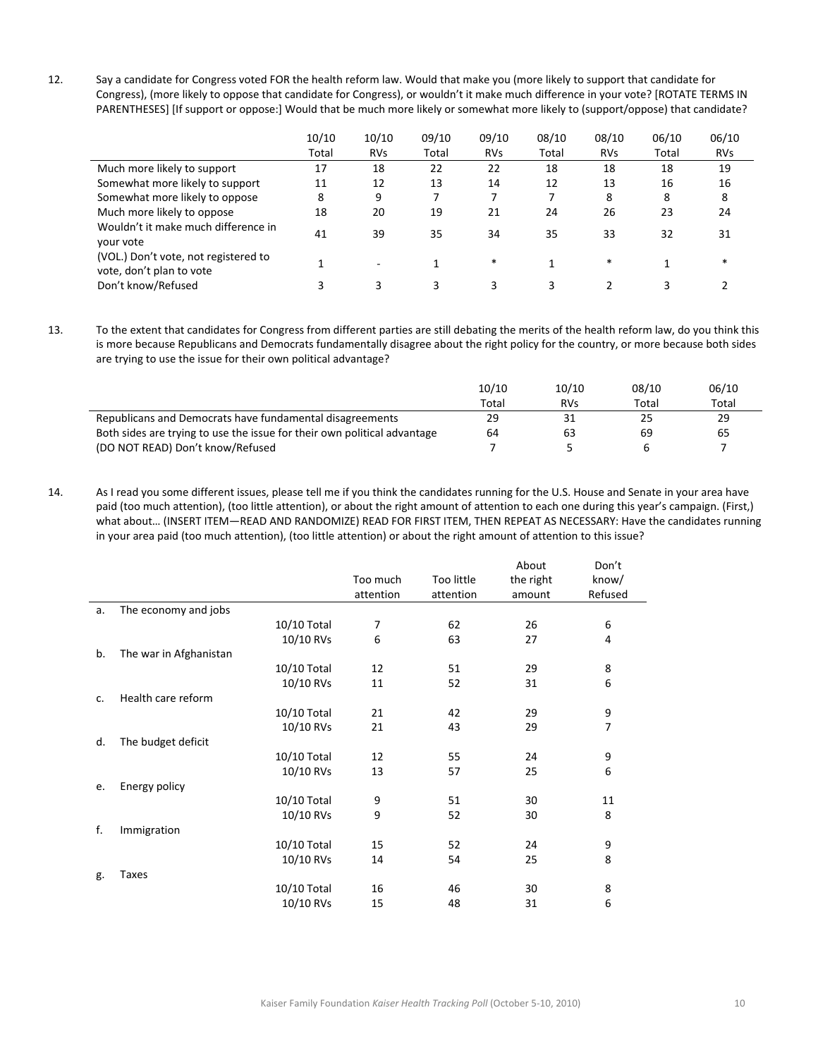12. Say a candidate for Congress voted FOR the health reform law. Would that make you (more likely to support that candidate for Congress), (more likely to oppose that candidate for Congress), or wouldn't it make much difference in your vote? [ROTATE TERMS IN PARENTHESES] [If support or oppose:] Would that be much more likely or somewhat more likely to (support/oppose) that candidate?

| | 10/10 Total | 10/10 RVs | 09/10 Total | 09/10 RVs | 08/10 Total | 08/10 RVs | 06/10 Total | 06/10 RVs |
|---|---|---|---|---|---|---|---|---|
| Much more likely to support | 17 | 18 | 22 | 22 | 18 | 18 | 18 | 19 |
| Somewhat more likely to support | 11 | 12 | 13 | 14 | 12 | 13 | 16 | 16 |
| Somewhat more likely to oppose | 8 | 9 | 7 | 7 | 7 | 8 | 8 | 8 |
| Much more likely to oppose | 18 | 20 | 19 | 21 | 24 | 26 | 23 | 24 |
| Wouldn't it make much difference in your vote | 41 | 39 | 35 | 34 | 35 | 33 | 32 | 31 |
| (VOL.) Don't vote, not registered to vote, don't plan to vote | 1 | - | 1 | * | 1 | * | 1 | * |
| Don't know/Refused | 3 | 3 | 3 | 3 | 3 | 2 | 3 | 2 |

13. To the extent that candidates for Congress from different parties are still debating the merits of the health reform law, do you think this is more because Republicans and Democrats fundamentally disagree about the right policy for the country, or more because both sides are trying to use the issue for their own political advantage?

| | 10/10 Total | 10/10 RVs | 08/10 Total | 06/10 Total |
|---|---|---|---|---|
| Republicans and Democrats have fundamental disagreements | 29 | 31 | 25 | 29 |
| Both sides are trying to use the issue for their own political advantage | 64 | 63 | 69 | 65 |
| (DO NOT READ) Don't know/Refused | 7 | 5 | 6 | 7 |

14. As I read you some different issues, please tell me if you think the candidates running for the U.S. House and Senate in your area have paid (too much attention), (too little attention), or about the right amount of attention to each one during this year's campaign. (First,) what about… (INSERT ITEM—READ AND RANDOMIZE) READ FOR FIRST ITEM, THEN REPEAT AS NECESSARY: Have the candidates running in your area paid (too much attention), (too little attention) or about the right amount of attention to this issue?

| | | Too much attention | Too little attention | About the right amount | Don't know/ Refused |
|---|---|---|---|---|---|
| a. The economy and jobs | | | | | |
| | 10/10 Total | 7 | 62 | 26 | 6 |
| | 10/10 RVs | 6 | 63 | 27 | 4 |
| b. The war in Afghanistan | | | | | |
| | 10/10 Total | 12 | 51 | 29 | 8 |
| | 10/10 RVs | 11 | 52 | 31 | 6 |
| c. Health care reform | | | | | |
| | 10/10 Total | 21 | 42 | 29 | 9 |
| | 10/10 RVs | 21 | 43 | 29 | 7 |
| d. The budget deficit | | | | | |
| | 10/10 Total | 12 | 55 | 24 | 9 |
| | 10/10 RVs | 13 | 57 | 25 | 6 |
| e. Energy policy | | | | | |
| | 10/10 Total | 9 | 51 | 30 | 11 |
| | 10/10 RVs | 9 | 52 | 30 | 8 |
| f. Immigration | | | | | |
| | 10/10 Total | 15 | 52 | 24 | 9 |
| | 10/10 RVs | 14 | 54 | 25 | 8 |
| g. Taxes | | | | | |
| | 10/10 Total | 16 | 46 | 30 | 8 |
| | 10/10 RVs | 15 | 48 | 31 | 6 |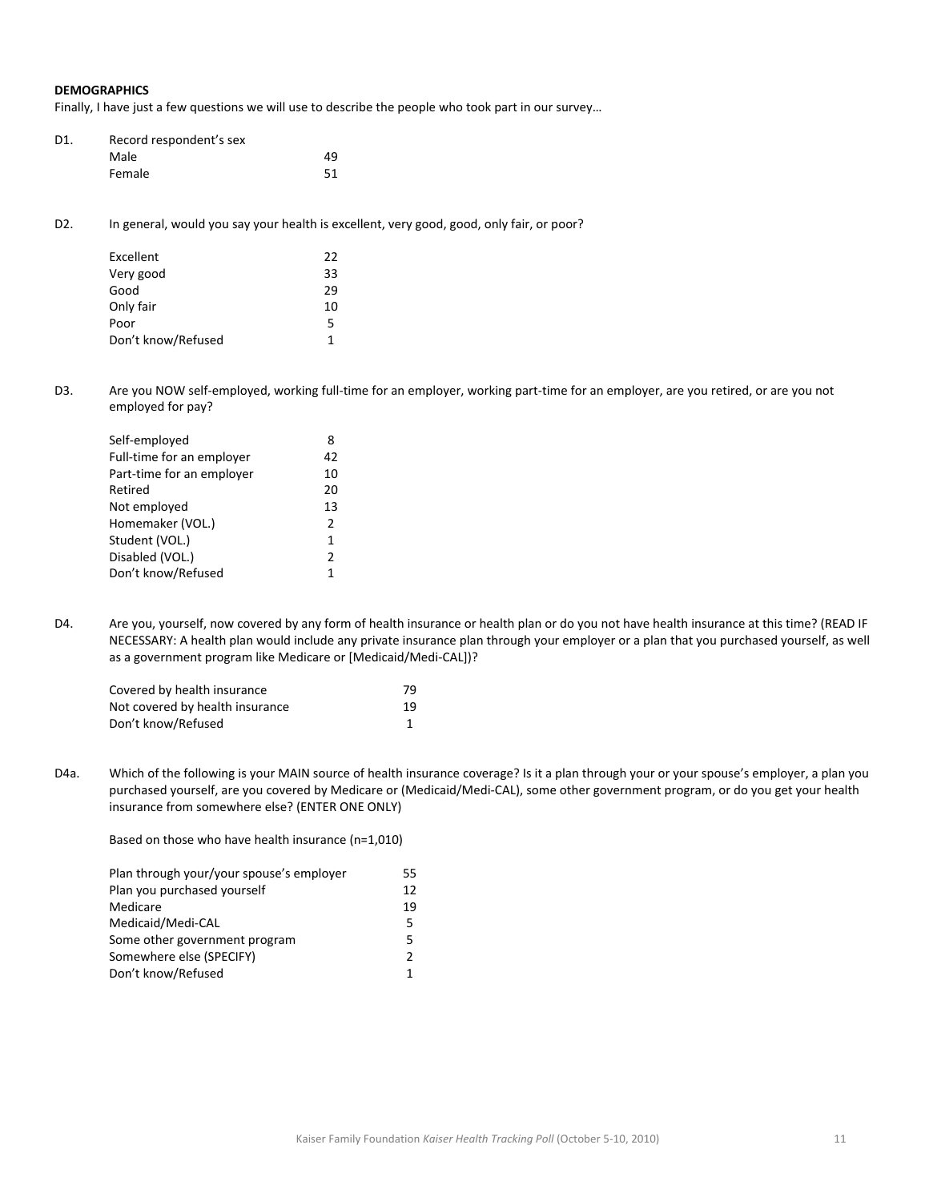**DEMOGRAPHICS**

Finally, I have just a few questions we will use to describe the people who took part in our survey…

D1. Record respondent's sex

| | |
|---|---|
| Male | 49 |
| Female | 51 |

D2. In general, would you say your health is excellent, very good, good, only fair, or poor?

| | |
|---|---|
| Excellent | 22 |
| Very good | 33 |
| Good | 29 |
| Only fair | 10 |
| Poor | 5 |
| Don't know/Refused | 1 |

D3. Are you NOW self-employed, working full-time for an employer, working part-time for an employer, are you retired, or are you not employed for pay?

| | |
|---|---|
| Self-employed | 8 |
| Full-time for an employer | 42 |
| Part-time for an employer | 10 |
| Retired | 20 |
| Not employed | 13 |
| Homemaker (VOL.) | 2 |
| Student (VOL.) | 1 |
| Disabled (VOL.) | 2 |
| Don't know/Refused | 1 |

D4. Are you, yourself, now covered by any form of health insurance or health plan or do you not have health insurance at this time? (READ IF NECESSARY: A health plan would include any private insurance plan through your employer or a plan that you purchased yourself, as well as a government program like Medicare or [Medicaid/Medi-CAL])?

| | |
|---|---|
| Covered by health insurance | 79 |
| Not covered by health insurance | 19 |
| Don't know/Refused | 1 |

D4a. Which of the following is your MAIN source of health insurance coverage? Is it a plan through your or your spouse's employer, a plan you purchased yourself, are you covered by Medicare or (Medicaid/Medi-CAL), some other government program, or do you get your health insurance from somewhere else? (ENTER ONE ONLY)

Based on those who have health insurance (n=1,010)

| | |
|---|---|
| Plan through your/your spouse's employer | 55 |
| Plan you purchased yourself | 12 |
| Medicare | 19 |
| Medicaid/Medi-CAL | 5 |
| Some other government program | 5 |
| Somewhere else (SPECIFY) | 2 |
| Don't know/Refused | 1 |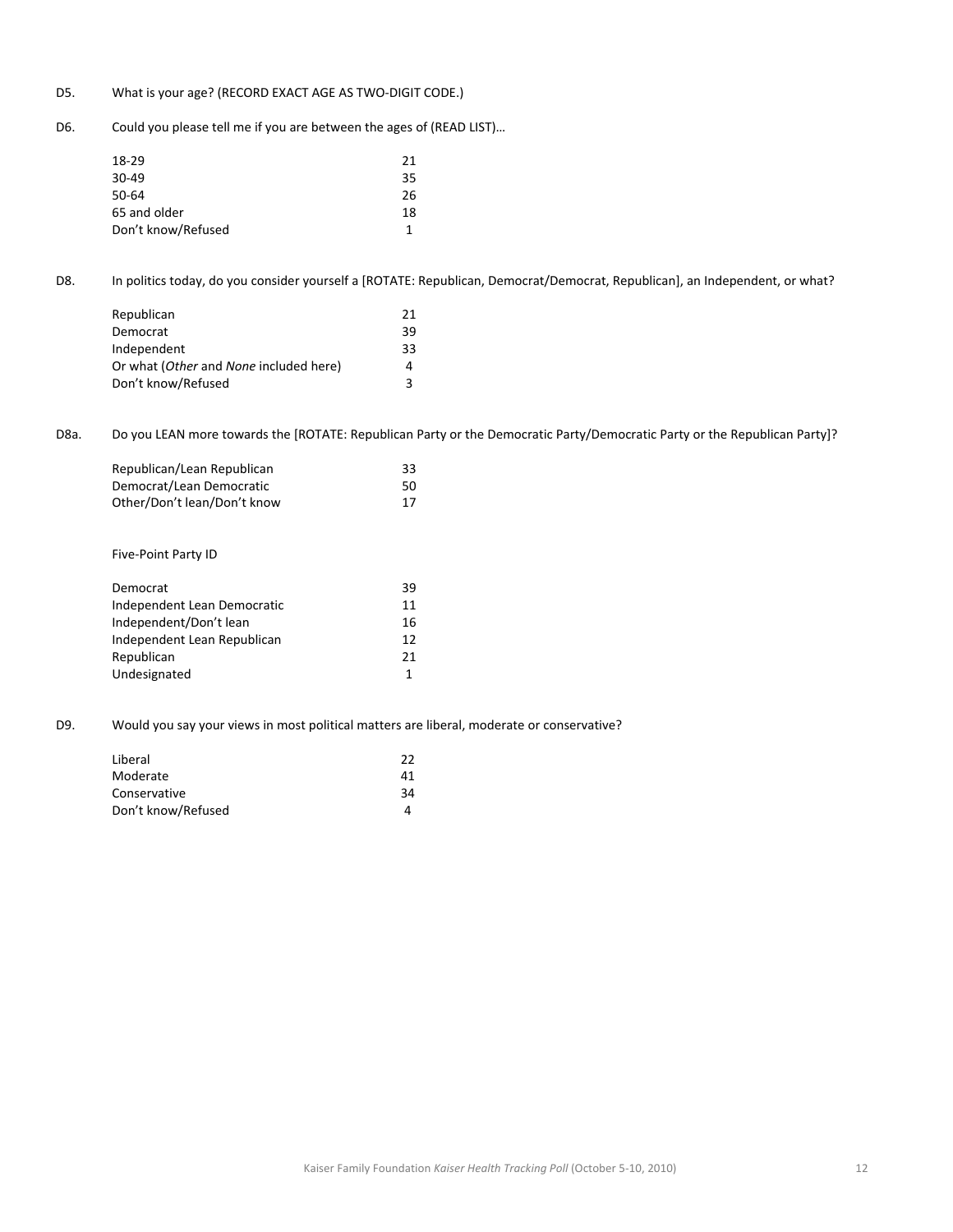D5. What is your age? (RECORD EXACT AGE AS TWO-DIGIT CODE.)

D6. Could you please tell me if you are between the ages of (READ LIST)…

| | |
|---|---|
| 18-29 | 21 |
| 30-49 | 35 |
| 50-64 | 26 |
| 65 and older | 18 |
| Don't know/Refused | 1 |

D8. In politics today, do you consider yourself a [ROTATE: Republican, Democrat/Democrat, Republican], an Independent, or what?

| | |
|---|---|
| Republican | 21 |
| Democrat | 39 |
| Independent | 33 |
| Or what (*Other* and *None* included here) | 4 |
| Don't know/Refused | 3 |

D8a. Do you LEAN more towards the [ROTATE: Republican Party or the Democratic Party/Democratic Party or the Republican Party]?

| | |
|---|---|
| Republican/Lean Republican | 33 |
| Democrat/Lean Democratic | 50 |
| Other/Don't lean/Don't know | 17 |

Five-Point Party ID

| | |
|---|---|
| Democrat | 39 |
| Independent Lean Democratic | 11 |
| Independent/Don't lean | 16 |
| Independent Lean Republican | 12 |
| Republican | 21 |
| Undesignated | 1 |

D9. Would you say your views in most political matters are liberal, moderate or conservative?

| | |
|---|---|
| Liberal | 22 |
| Moderate | 41 |
| Conservative | 34 |
| Don't know/Refused | 4 |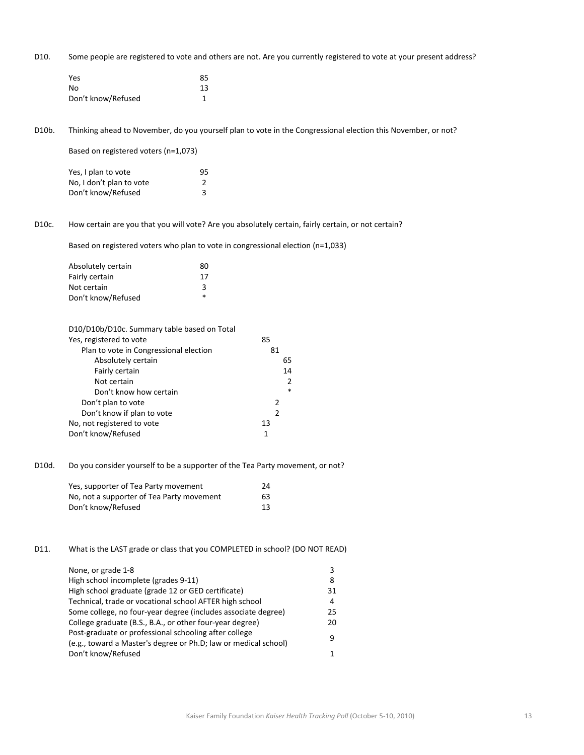D10. Some people are registered to vote and others are not. Are you currently registered to vote at your present address?

| | |
|---|---|
| Yes | 85 |
| No | 13 |
| Don't know/Refused | 1 |

D10b. Thinking ahead to November, do you yourself plan to vote in the Congressional election this November, or not?

Based on registered voters (n=1,073)

| | |
|---|---|
| Yes, I plan to vote | 95 |
| No, I don't plan to vote | 2 |
| Don't know/Refused | 3 |

D10c. How certain are you that you will vote? Are you absolutely certain, fairly certain, or not certain?

Based on registered voters who plan to vote in congressional election (n=1,033)

| | |
|---|---|
| Absolutely certain | 80 |
| Fairly certain | 17 |
| Not certain | 3 |
| Don't know/Refused | * |

D10/D10b/D10c. Summary table based on Total

| | | | |
|---|---|---|---|
| Yes, registered to vote | 85 | | |
| Plan to vote in Congressional election | | 81 | |
| Absolutely certain | | | 65 |
| Fairly certain | | | 14 |
| Not certain | | | 2 |
| Don't know how certain | | | * |
| Don't plan to vote | | 2 | |
| Don't know if plan to vote | | 2 | |
| No, not registered to vote | 13 | | |
| Don't know/Refused | 1 | | |

D10d. Do you consider yourself to be a supporter of the Tea Party movement, or not?

| | |
|---|---|
| Yes, supporter of Tea Party movement | 24 |
| No, not a supporter of Tea Party movement | 63 |
| Don't know/Refused | 13 |

D11. What is the LAST grade or class that you COMPLETED in school? (DO NOT READ)

| | |
|---|---|
| None, or grade 1-8 | 3 |
| High school incomplete (grades 9-11) | 8 |
| High school graduate (grade 12 or GED certificate) | 31 |
| Technical, trade or vocational school AFTER high school | 4 |
| Some college, no four-year degree (includes associate degree) | 25 |
| College graduate (B.S., B.A., or other four-year degree) | 20 |
| Post-graduate or professional schooling after college (e.g., toward a Master's degree or Ph.D; law or medical school) | 9 |
| Don't know/Refused | 1 |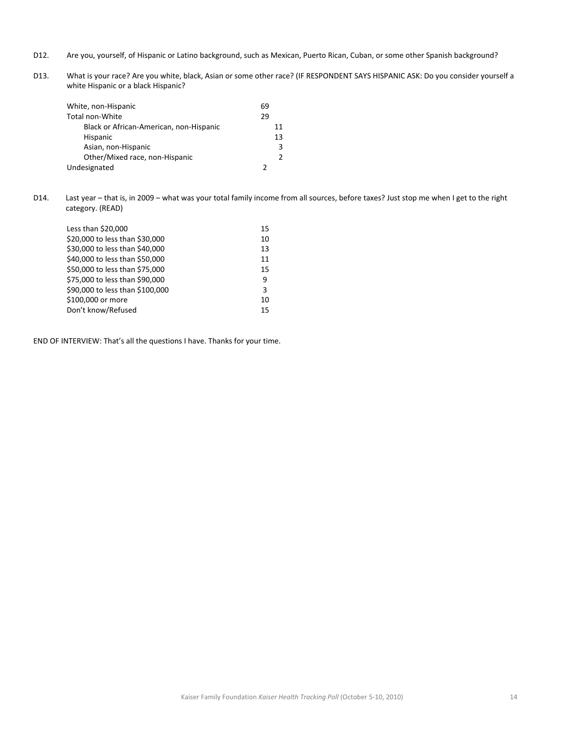D12. Are you, yourself, of Hispanic or Latino background, such as Mexican, Puerto Rican, Cuban, or some other Spanish background?

D13. What is your race? Are you white, black, Asian or some other race? (IF RESPONDENT SAYS HISPANIC ASK: Do you consider yourself a white Hispanic or a black Hispanic?

| | | |
|---|---|---|
| White, non-Hispanic | 69 | |
| Total non-White | 29 | |
| Black or African-American, non-Hispanic | | 11 |
| Hispanic | | 13 |
| Asian, non-Hispanic | | 3 |
| Other/Mixed race, non-Hispanic | | 2 |
| Undesignated | 2 | |

D14. Last year – that is, in 2009 – what was your total family income from all sources, before taxes? Just stop me when I get to the right category. (READ)

| | |
|---|---|
| Less than $20,000 | 15 |
| $20,000 to less than $30,000 | 10 |
| $30,000 to less than $40,000 | 13 |
| $40,000 to less than $50,000 | 11 |
| $50,000 to less than $75,000 | 15 |
| $75,000 to less than $90,000 | 9 |
| $90,000 to less than $100,000 | 3 |
| $100,000 or more | 10 |
| Don't know/Refused | 15 |

END OF INTERVIEW: That's all the questions I have. Thanks for your time.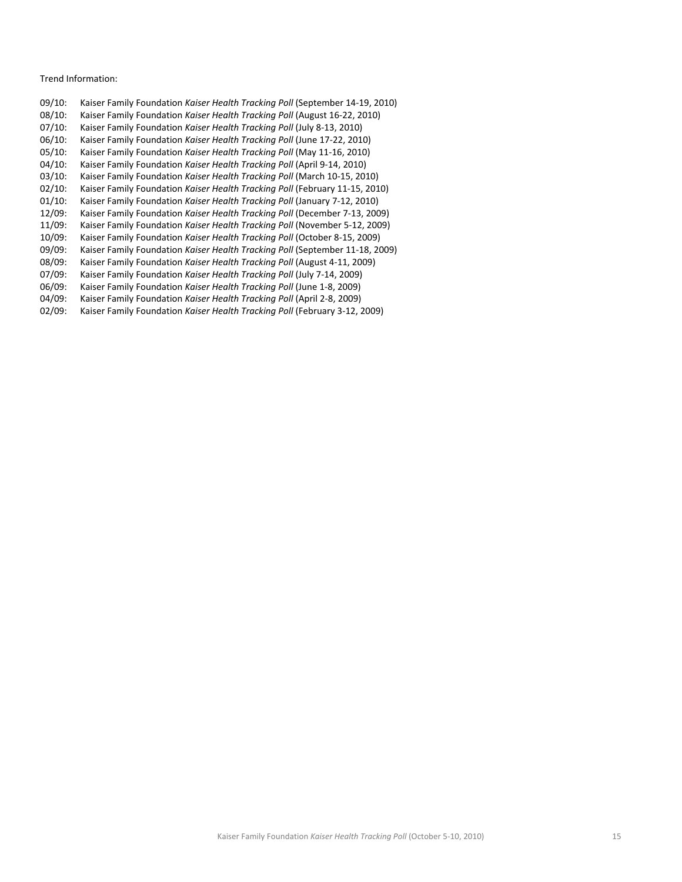Trend Information:

09/10: Kaiser Family Foundation *Kaiser Health Tracking Poll* (September 14-19, 2010)
08/10: Kaiser Family Foundation *Kaiser Health Tracking Poll* (August 16-22, 2010)
07/10: Kaiser Family Foundation *Kaiser Health Tracking Poll* (July 8-13, 2010)
06/10: Kaiser Family Foundation *Kaiser Health Tracking Poll* (June 17-22, 2010)
05/10: Kaiser Family Foundation *Kaiser Health Tracking Poll* (May 11-16, 2010)
04/10: Kaiser Family Foundation *Kaiser Health Tracking Poll* (April 9-14, 2010)
03/10: Kaiser Family Foundation *Kaiser Health Tracking Poll* (March 10-15, 2010)
02/10: Kaiser Family Foundation *Kaiser Health Tracking Poll* (February 11-15, 2010)
01/10: Kaiser Family Foundation *Kaiser Health Tracking Poll* (January 7-12, 2010)
12/09: Kaiser Family Foundation *Kaiser Health Tracking Poll* (December 7-13, 2009)
11/09: Kaiser Family Foundation *Kaiser Health Tracking Poll* (November 5-12, 2009)
10/09: Kaiser Family Foundation *Kaiser Health Tracking Poll* (October 8-15, 2009)
09/09: Kaiser Family Foundation *Kaiser Health Tracking Poll* (September 11-18, 2009)
08/09: Kaiser Family Foundation *Kaiser Health Tracking Poll* (August 4-11, 2009)
07/09: Kaiser Family Foundation *Kaiser Health Tracking Poll* (July 7-14, 2009)
06/09: Kaiser Family Foundation *Kaiser Health Tracking Poll* (June 1-8, 2009)
04/09: Kaiser Family Foundation *Kaiser Health Tracking Poll* (April 2-8, 2009)
02/09: Kaiser Family Foundation *Kaiser Health Tracking Poll* (February 3-12, 2009)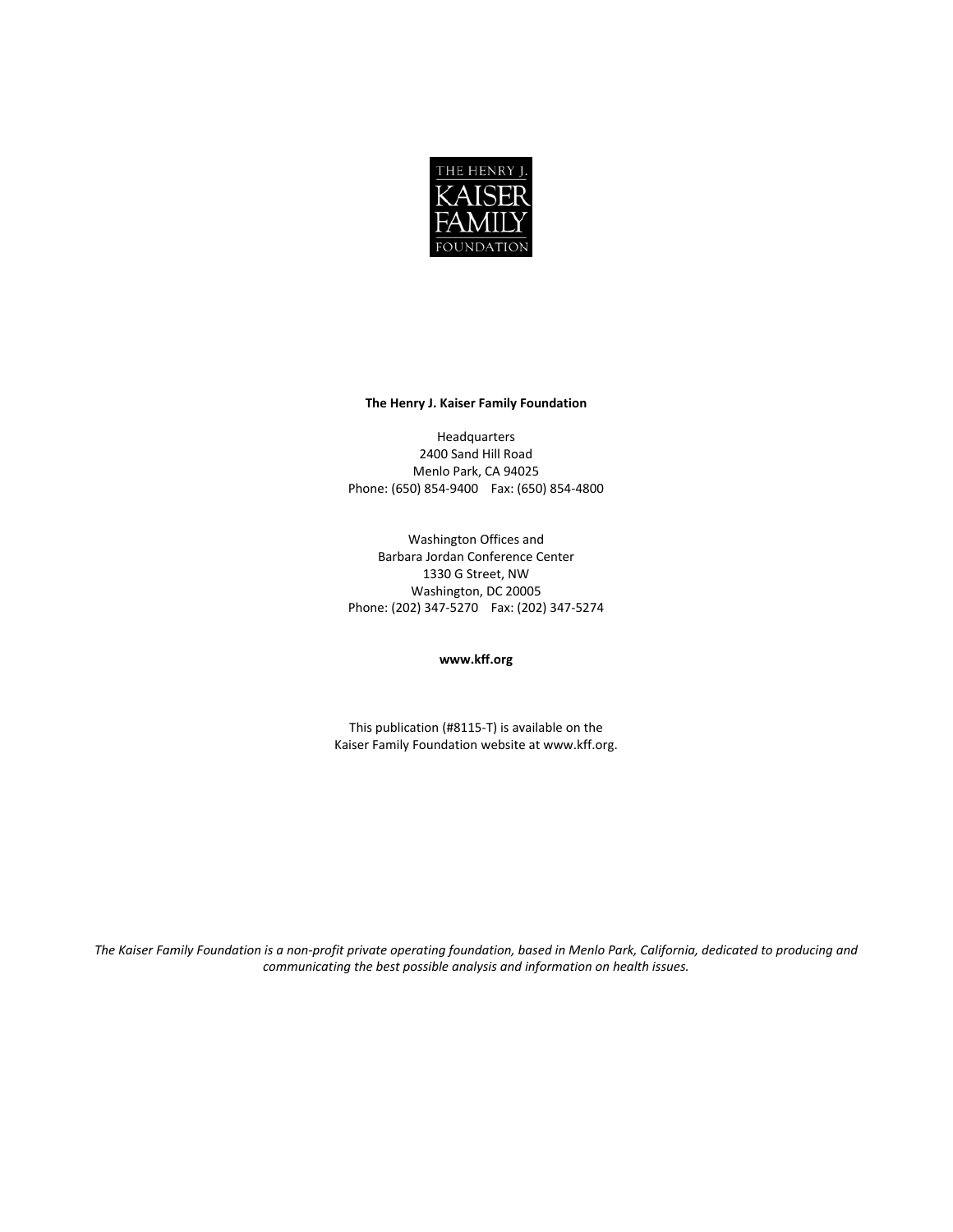THE HENRY J.
KAISER
FAMILY
FOUNDATION

**The Henry J. Kaiser Family Foundation**

Headquarters
2400 Sand Hill Road
Menlo Park, CA 94025
Phone: (650) 854-9400 Fax: (650) 854-4800

Washington Offices and
Barbara Jordan Conference Center
1330 G Street, NW
Washington, DC 20005
Phone: (202) 347-5270 Fax: (202) 347-5274

**www.kff.org**

This publication (#8115-T) is available on the
Kaiser Family Foundation website at www.kff.org.

*The Kaiser Family Foundation is a non-profit private operating foundation, based in Menlo Park, California, dedicated to producing and communicating the best possible analysis and information on health issues.*